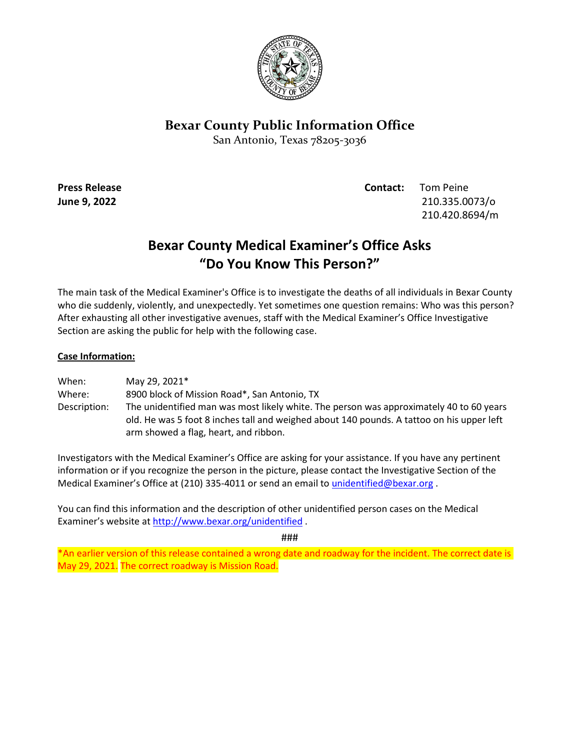# Bexar County Public Information Office

San Antonio, Texas 78205-3036

**Press Release**
**June 9, 2022**

**Contact:** Tom Peine
210.335.0073/o
210.420.8694/m

## Bexar County Medical Examiner's Office Asks "Do You Know This Person?"

The main task of the Medical Examiner's Office is to investigate the deaths of all individuals in Bexar County who die suddenly, violently, and unexpectedly. Yet sometimes one question remains: Who was this person? After exhausting all other investigative avenues, staff with the Medical Examiner's Office Investigative Section are asking the public for help with the following case.

**Case Information:**

| | |
|---|---|
| When: | May 29, 2021* |
| Where: | 8900 block of Mission Road*, San Antonio, TX |
| Description: | The unidentified man was most likely white. The person was approximately 40 to 60 years old. He was 5 foot 8 inches tall and weighed about 140 pounds. A tattoo on his upper left arm showed a flag, heart, and ribbon. |

Investigators with the Medical Examiner's Office are asking for your assistance. If you have any pertinent information or if you recognize the person in the picture, please contact the Investigative Section of the Medical Examiner's Office at (210) 335-4011 or send an email to unidentified@bexar.org .

You can find this information and the description of other unidentified person cases on the Medical Examiner's website at http://www.bexar.org/unidentified .

###

*An earlier version of this release contained a wrong date and roadway for the incident. The correct date is May 29, 2021. The correct roadway is Mission Road.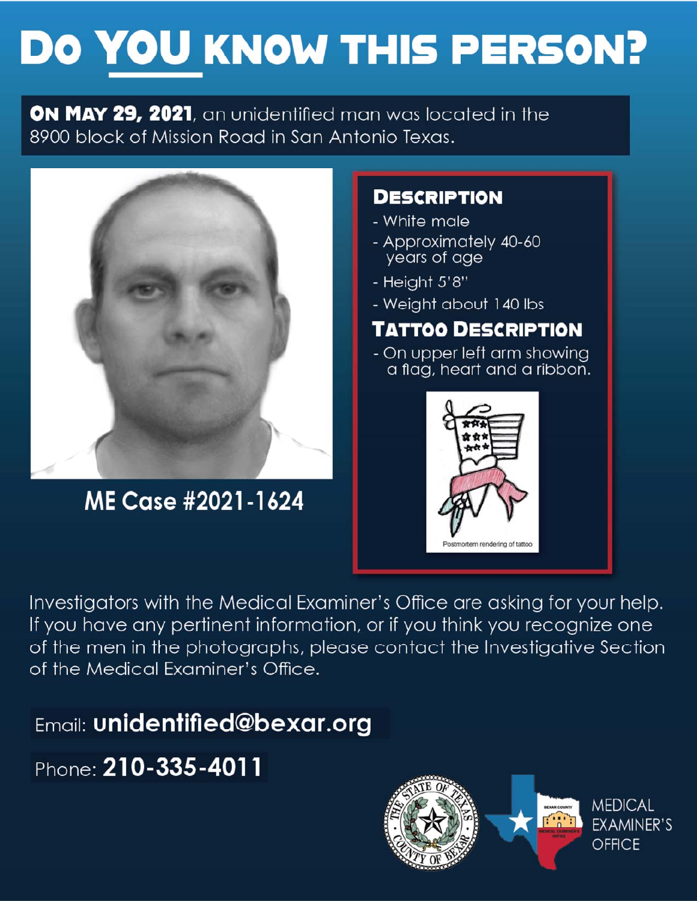# Do YOU know this person?

**On May 29, 2021**, an unidentified man was located in the 8900 block of Mission Road in San Antonio Texas.

**ME Case #2021-1624**

## Description

- White male
- Approximately 40-60 years of age
- Height 5'8"
- Weight about 140 lbs

## Tattoo Description

- On upper left arm showing a flag, heart and a ribbon.

Postmortem rendering of tattoo

Investigators with the Medical Examiner's Office are asking for your help. If you have any pertinent information, or if you think you recognize one of the men in the photographs, please contact the Investigative Section of the Medical Examiner's Office.

Email: **unidentified@bexar.org**

Phone: **210-335-4011**

MEDICAL EXAMINER'S OFFICE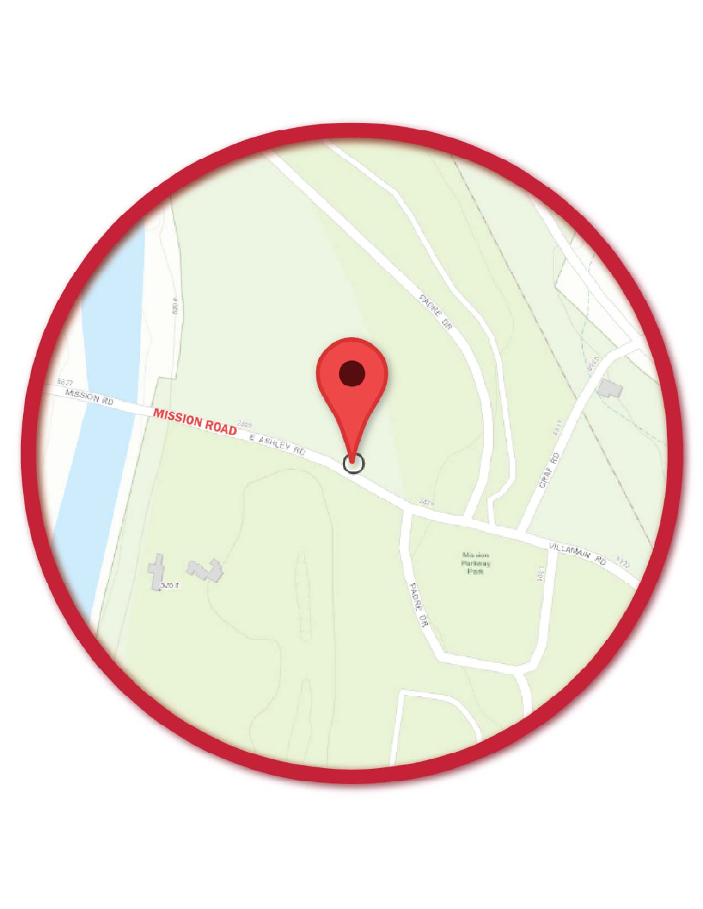MISSION RD

MISSION ROAD

E ASHLEY RD

PADRE DR

CRAF RD

VILLAMAIN RD

Mission Parkway Park

PADRE DR

520 ft